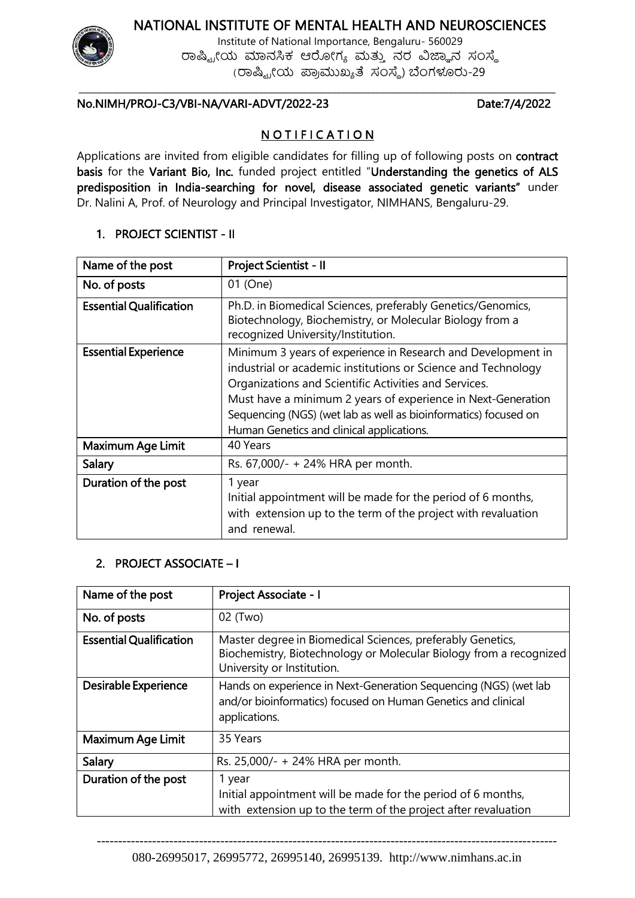# NATIONAL INSTITUTE OF MENTAL HEALTH AND NEUROSCIENCES

Institute of National Importance, Bengaluru- 560029

ರಾಷ್ಟ್ರೀಯ ಮಾನಸಿಕ ಆರೋಗ್ಯ ಮತ್ತು ನರ ವಿಜ್ಞಾನ ಸಂಸ್ಥೆ

(ರಾಷ್ಟ್ರೀಯ ಪ್ರಾಮುಖ್ಯತೆ ಸಂಸ್ಥೆ) ಬೆಂಗಳೂರು-29

**No.NIMH/PROJ-C3/VBI-NA/VARI-ADVT/2022-23** **Date:7/4/2022**

## NOTIFICATION

Applications are invited from eligible candidates for filling up of following posts on **contract basis** for the **Variant Bio, Inc.** funded project entitled "**Understanding the genetics of ALS predisposition in India-searching for novel, disease associated genetic variants"** under Dr. Nalini A, Prof. of Neurology and Principal Investigator, NIMHANS, Bengaluru-29.

### 1. PROJECT SCIENTIST - II

| Name of the post | Project Scientist - II |
|---|---|
| No. of posts | 01 (One) |
| Essential Qualification | Ph.D. in Biomedical Sciences, preferably Genetics/Genomics, Biotechnology, Biochemistry, or Molecular Biology from a recognized University/Institution. |
| Essential Experience | Minimum 3 years of experience in Research and Development in industrial or academic institutions or Science and Technology Organizations and Scientific Activities and Services. Must have a minimum 2 years of experience in Next-Generation Sequencing (NGS) (wet lab as well as bioinformatics) focused on Human Genetics and clinical applications. |
| Maximum Age Limit | 40 Years |
| Salary | Rs. 67,000/- + 24% HRA per month. |
| Duration of the post | 1 year<br>Initial appointment will be made for the period of 6 months, with extension up to the term of the project with revaluation and renewal. |

### 2. PROJECT ASSOCIATE – I

| Name of the post | Project Associate - I |
|---|---|
| No. of posts | 02 (Two) |
| Essential Qualification | Master degree in Biomedical Sciences, preferably Genetics, Biochemistry, Biotechnology or Molecular Biology from a recognized University or Institution. |
| Desirable Experience | Hands on experience in Next-Generation Sequencing (NGS) (wet lab and/or bioinformatics) focused on Human Genetics and clinical applications. |
| Maximum Age Limit | 35 Years |
| Salary | Rs. 25,000/- + 24% HRA per month. |
| Duration of the post | 1 year<br>Initial appointment will be made for the period of 6 months, with extension up to the term of the project after revaluation |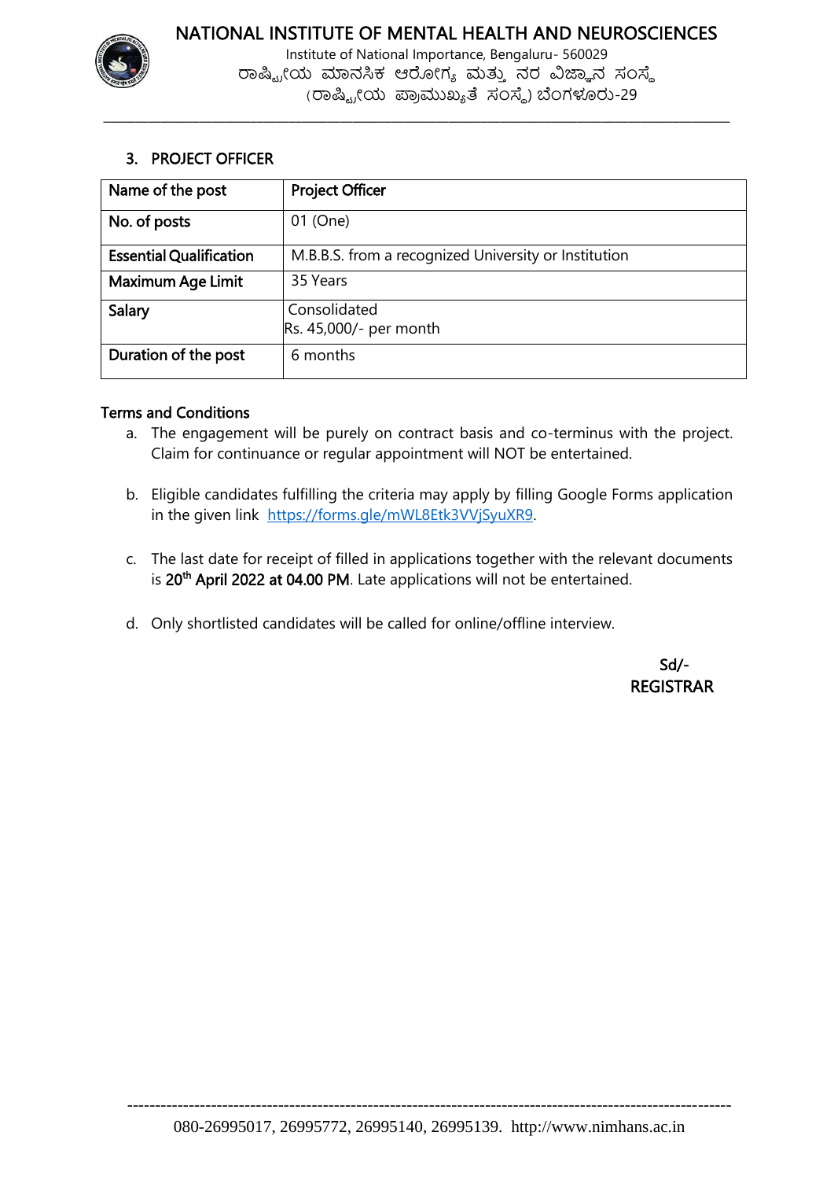### 3. PROJECT OFFICER

| | |
|---|---|
| **Name of the post** | **Project Officer** |
| **No. of posts** | 01 (One) |
| **Essential Qualification** | M.B.B.S. from a recognized University or Institution |
| **Maximum Age Limit** | 35 Years |
| **Salary** | Consolidated<br>Rs. 45,000/- per month |
| **Duration of the post** | 6 months |

**Terms and Conditions**

a. The engagement will be purely on contract basis and co-terminus with the project. Claim for continuance or regular appointment will NOT be entertained.

b. Eligible candidates fulfilling the criteria may apply by filling Google Forms application in the given link https://forms.gle/mWL8Etk3VVjSyuXR9.

c. The last date for receipt of filled in applications together with the relevant documents is **20th April 2022 at 04.00 PM**. Late applications will not be entertained.

d. Only shortlisted candidates will be called for online/offline interview.

Sd/-
**REGISTRAR**